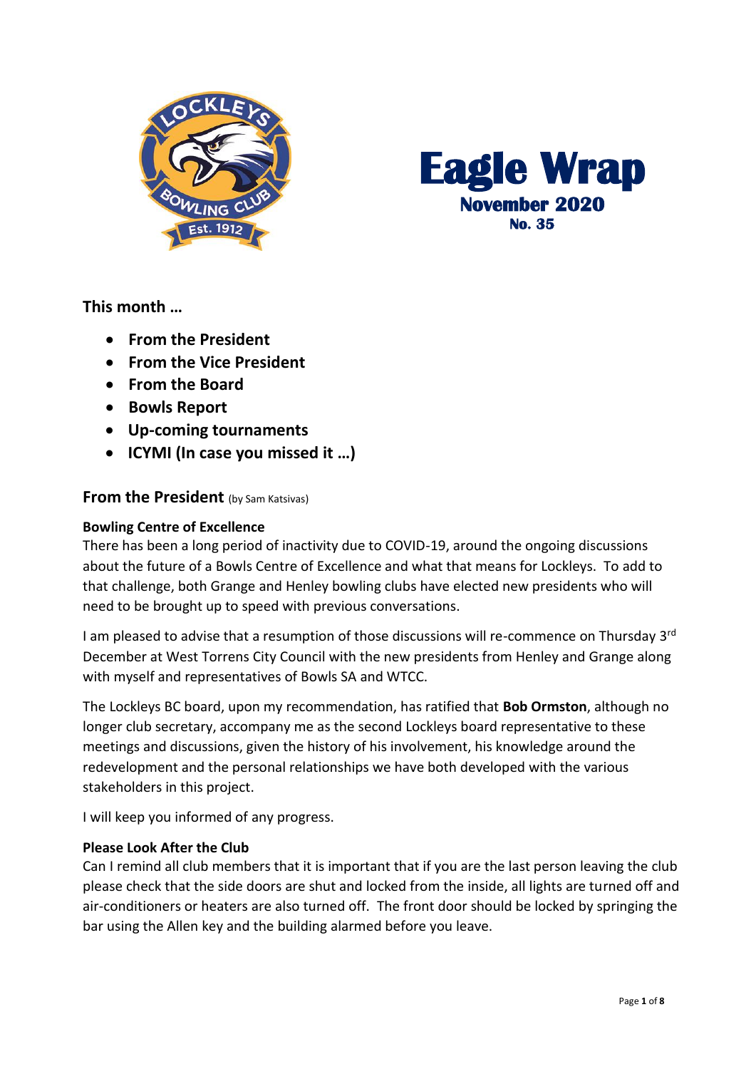# Eagle Wrap

**November 2020**

**No. 35**

### This month …

- **From the President**
- **From the Vice President**
- **From the Board**
- **Bowls Report**
- **Up-coming tournaments**
- **ICYMI (In case you missed it …)**

## From the President (by Sam Katsivas)

**Bowling Centre of Excellence**

There has been a long period of inactivity due to COVID-19, around the ongoing discussions about the future of a Bowls Centre of Excellence and what that means for Lockleys. To add to that challenge, both Grange and Henley bowling clubs have elected new presidents who will need to be brought up to speed with previous conversations.

I am pleased to advise that a resumption of those discussions will re-commence on Thursday 3rd December at West Torrens City Council with the new presidents from Henley and Grange along with myself and representatives of Bowls SA and WTCC.

The Lockleys BC board, upon my recommendation, has ratified that **Bob Ormston**, although no longer club secretary, accompany me as the second Lockleys board representative to these meetings and discussions, given the history of his involvement, his knowledge around the redevelopment and the personal relationships we have both developed with the various stakeholders in this project.

I will keep you informed of any progress.

**Please Look After the Club**

Can I remind all club members that it is important that if you are the last person leaving the club please check that the side doors are shut and locked from the inside, all lights are turned off and air-conditioners or heaters are also turned off. The front door should be locked by springing the bar using the Allen key and the building alarmed before you leave.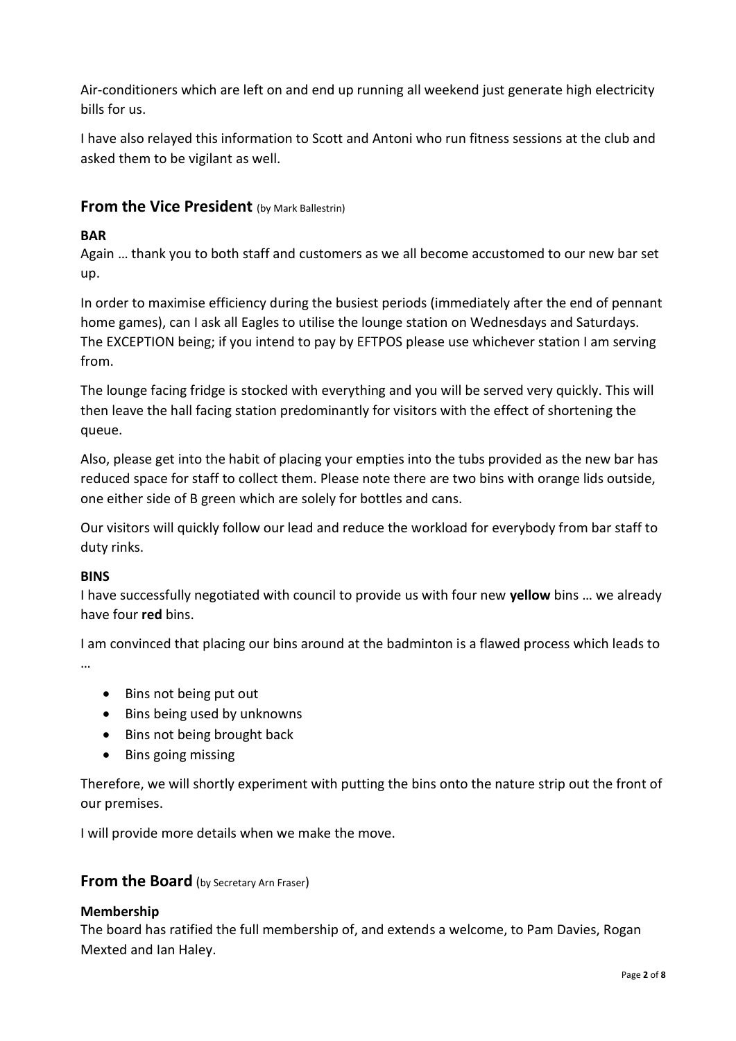Air-conditioners which are left on and end up running all weekend just generate high electricity bills for us.

I have also relayed this information to Scott and Antoni who run fitness sessions at the club and asked them to be vigilant as well.

## From the Vice President (by Mark Ballestrin)

**BAR**

Again … thank you to both staff and customers as we all become accustomed to our new bar set up.

In order to maximise efficiency during the busiest periods (immediately after the end of pennant home games), can I ask all Eagles to utilise the lounge station on Wednesdays and Saturdays. The EXCEPTION being; if you intend to pay by EFTPOS please use whichever station I am serving from.

The lounge facing fridge is stocked with everything and you will be served very quickly. This will then leave the hall facing station predominantly for visitors with the effect of shortening the queue.

Also, please get into the habit of placing your empties into the tubs provided as the new bar has reduced space for staff to collect them. Please note there are two bins with orange lids outside, one either side of B green which are solely for bottles and cans.

Our visitors will quickly follow our lead and reduce the workload for everybody from bar staff to duty rinks.

**BINS**

I have successfully negotiated with council to provide us with four new **yellow** bins … we already have four **red** bins.

I am convinced that placing our bins around at the badminton is a flawed process which leads to …

- Bins not being put out
- Bins being used by unknowns
- Bins not being brought back
- Bins going missing

Therefore, we will shortly experiment with putting the bins onto the nature strip out the front of our premises.

I will provide more details when we make the move.

## From the Board (by Secretary Arn Fraser)

**Membership**

The board has ratified the full membership of, and extends a welcome, to Pam Davies, Rogan Mexted and Ian Haley.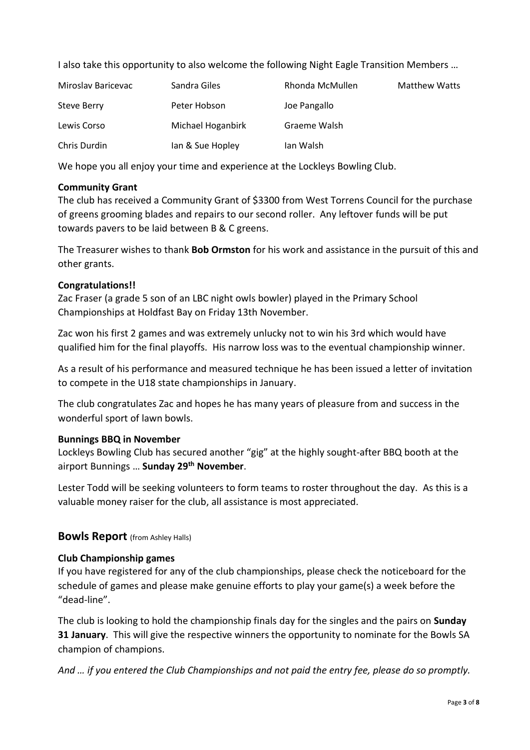I also take this opportunity to also welcome the following Night Eagle Transition Members …

| | | | |
|---|---|---|---|
| Miroslav Baricevac | Sandra Giles | Rhonda McMullen | Matthew Watts |
| Steve Berry | Peter Hobson | Joe Pangallo | |
| Lewis Corso | Michael Hoganbirk | Graeme Walsh | |
| Chris Durdin | Ian & Sue Hopley | Ian Walsh | |

We hope you all enjoy your time and experience at the Lockleys Bowling Club.

**Community Grant**

The club has received a Community Grant of $3300 from West Torrens Council for the purchase of greens grooming blades and repairs to our second roller. Any leftover funds will be put towards pavers to be laid between B & C greens.

The Treasurer wishes to thank **Bob Ormston** for his work and assistance in the pursuit of this and other grants.

**Congratulations!!**

Zac Fraser (a grade 5 son of an LBC night owls bowler) played in the Primary School Championships at Holdfast Bay on Friday 13th November.

Zac won his first 2 games and was extremely unlucky not to win his 3rd which would have qualified him for the final playoffs. His narrow loss was to the eventual championship winner.

As a result of his performance and measured technique he has been issued a letter of invitation to compete in the U18 state championships in January.

The club congratulates Zac and hopes he has many years of pleasure from and success in the wonderful sport of lawn bowls.

**Bunnings BBQ in November**

Lockleys Bowling Club has secured another "gig" at the highly sought-after BBQ booth at the airport Bunnings … **Sunday 29th November**.

Lester Todd will be seeking volunteers to form teams to roster throughout the day. As this is a valuable money raiser for the club, all assistance is most appreciated.

## Bowls Report (from Ashley Halls)

**Club Championship games**

If you have registered for any of the club championships, please check the noticeboard for the schedule of games and please make genuine efforts to play your game(s) a week before the "dead-line".

The club is looking to hold the championship finals day for the singles and the pairs on **Sunday 31 January**. This will give the respective winners the opportunity to nominate for the Bowls SA champion of champions.

*And … if you entered the Club Championships and not paid the entry fee, please do so promptly.*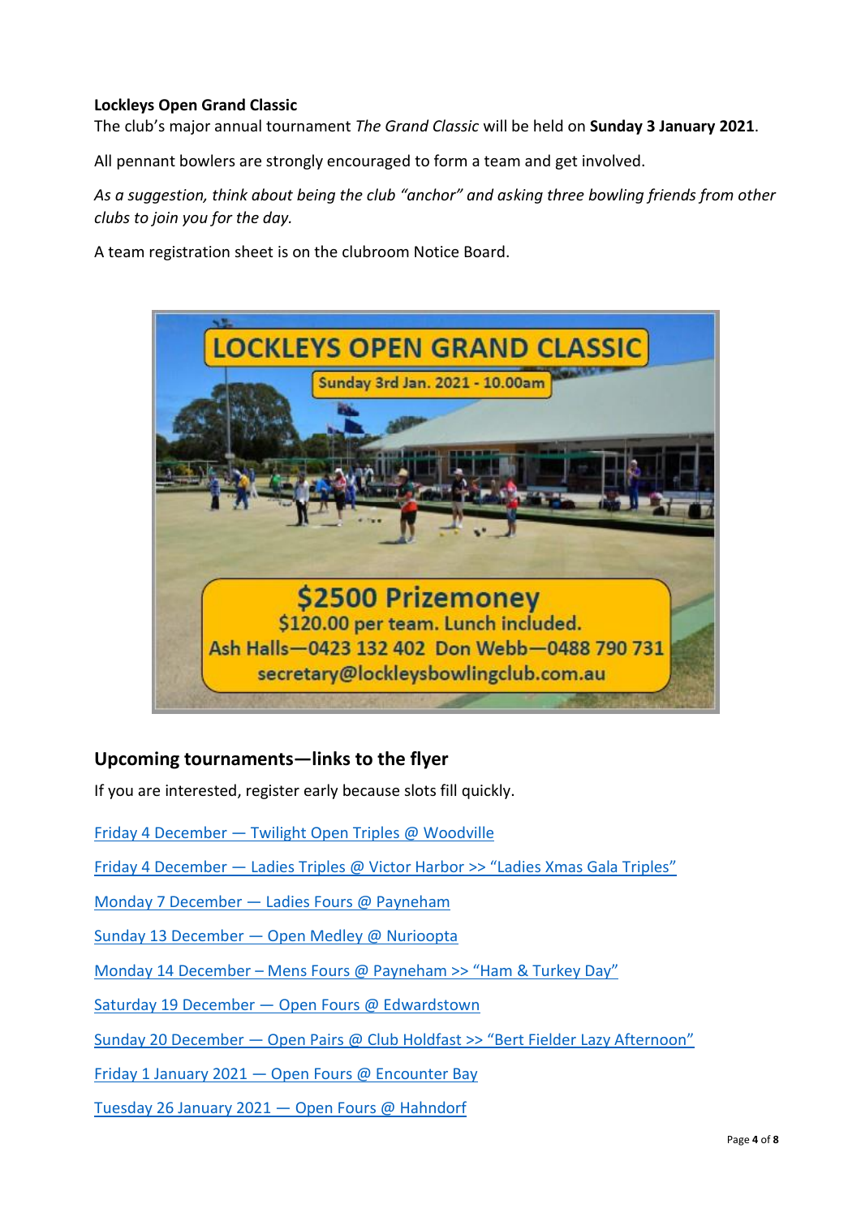**Lockleys Open Grand Classic**

The club's major annual tournament *The Grand Classic* will be held on **Sunday 3 January 2021**.

All pennant bowlers are strongly encouraged to form a team and get involved.

*As a suggestion, think about being the club "anchor" and asking three bowling friends from other clubs to join you for the day.*

A team registration sheet is on the clubroom Notice Board.

LOCKLEYS OPEN GRAND CLASSIC

Sunday 3rd Jan. 2021 - 10.00am

$2500 Prizemoney

$120.00 per team. Lunch included.

Ash Halls—0423 132 402 Don Webb—0488 790 731

secretary@lockleysbowlingclub.com.au

## Upcoming tournaments—links to the flyer

If you are interested, register early because slots fill quickly.

Friday 4 December — Twilight Open Triples @ Woodville

Friday 4 December — Ladies Triples @ Victor Harbor >> "Ladies Xmas Gala Triples"

Monday 7 December — Ladies Fours @ Payneham

Sunday 13 December — Open Medley @ Nuriootpa

Monday 14 December – Mens Fours @ Payneham >> "Ham & Turkey Day"

Saturday 19 December — Open Fours @ Edwardstown

Sunday 20 December — Open Pairs @ Club Holdfast >> "Bert Fielder Lazy Afternoon"

Friday 1 January 2021 — Open Fours @ Encounter Bay

Tuesday 26 January 2021 — Open Fours @ Hahndorf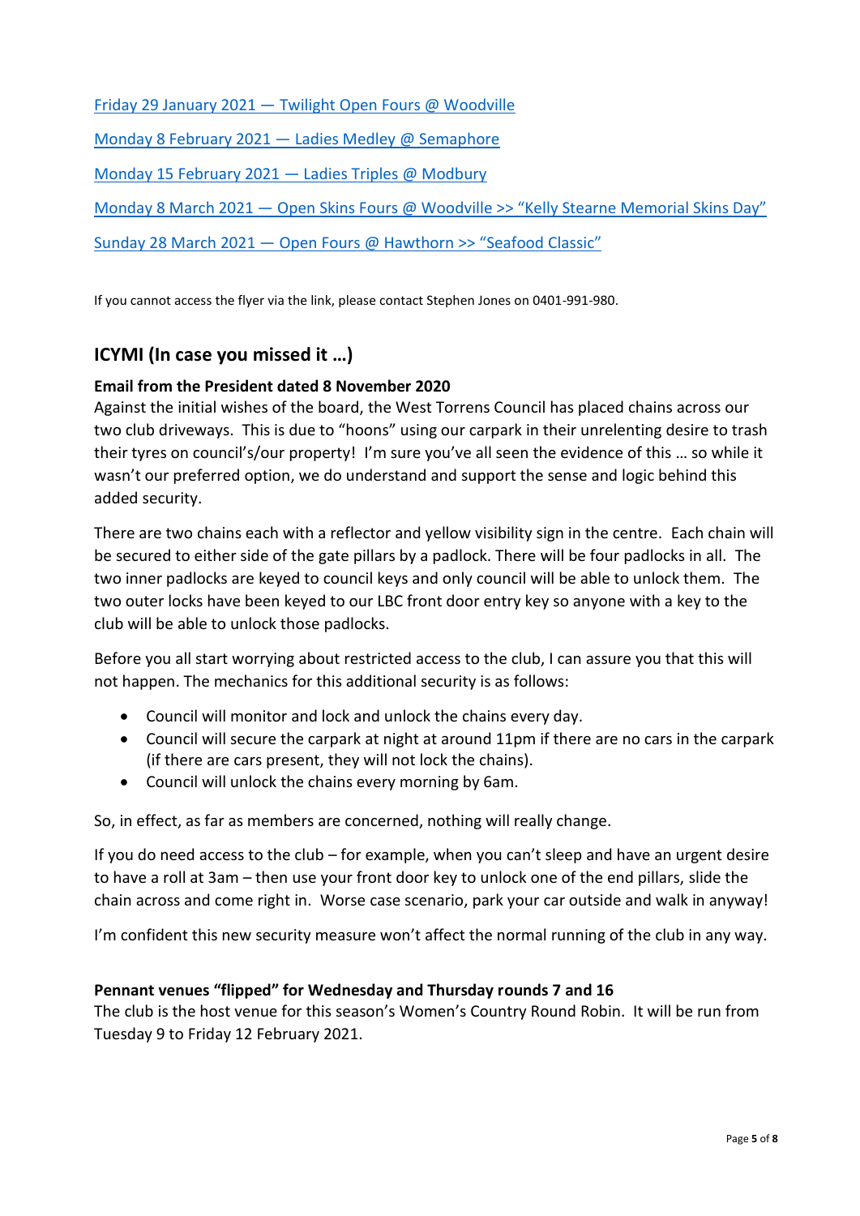Friday 29 January 2021 — Twilight Open Fours @ Woodville

Monday 8 February 2021 — Ladies Medley @ Semaphore

Monday 15 February 2021 — Ladies Triples @ Modbury

Monday 8 March 2021 — Open Skins Fours @ Woodville >> "Kelly Stearne Memorial Skins Day"

Sunday 28 March 2021 — Open Fours @ Hawthorn >> "Seafood Classic"

If you cannot access the flyer via the link, please contact Stephen Jones on 0401-991-980.

## ICYMI (In case you missed it …)

**Email from the President dated 8 November 2020**

Against the initial wishes of the board, the West Torrens Council has placed chains across our two club driveways. This is due to "hoons" using our carpark in their unrelenting desire to trash their tyres on council's/our property! I'm sure you've all seen the evidence of this … so while it wasn't our preferred option, we do understand and support the sense and logic behind this added security.

There are two chains each with a reflector and yellow visibility sign in the centre. Each chain will be secured to either side of the gate pillars by a padlock. There will be four padlocks in all. The two inner padlocks are keyed to council keys and only council will be able to unlock them. The two outer locks have been keyed to our LBC front door entry key so anyone with a key to the club will be able to unlock those padlocks.

Before you all start worrying about restricted access to the club, I can assure you that this will not happen. The mechanics for this additional security is as follows:

- Council will monitor and lock and unlock the chains every day.
- Council will secure the carpark at night at around 11pm if there are no cars in the carpark (if there are cars present, they will not lock the chains).
- Council will unlock the chains every morning by 6am.

So, in effect, as far as members are concerned, nothing will really change.

If you do need access to the club – for example, when you can't sleep and have an urgent desire to have a roll at 3am – then use your front door key to unlock one of the end pillars, slide the chain across and come right in. Worse case scenario, park your car outside and walk in anyway!

I'm confident this new security measure won't affect the normal running of the club in any way.

**Pennant venues "flipped" for Wednesday and Thursday rounds 7 and 16**

The club is the host venue for this season's Women's Country Round Robin. It will be run from Tuesday 9 to Friday 12 February 2021.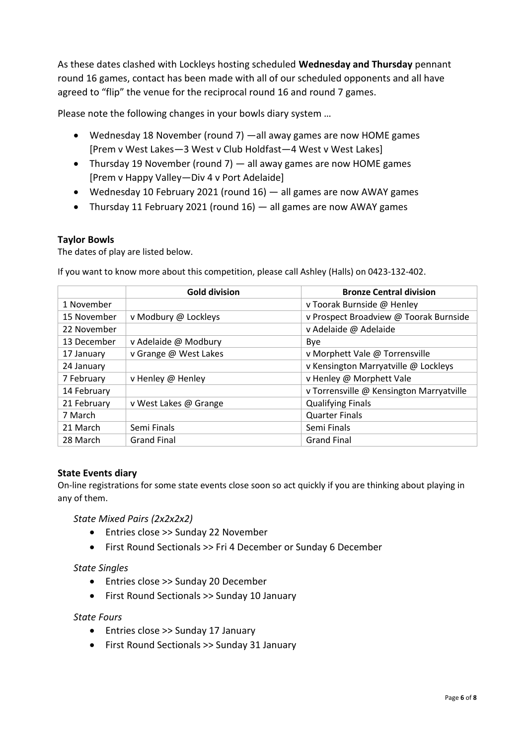As these dates clashed with Lockleys hosting scheduled **Wednesday and Thursday** pennant round 16 games, contact has been made with all of our scheduled opponents and all have agreed to "flip" the venue for the reciprocal round 16 and round 7 games.

Please note the following changes in your bowls diary system …

- Wednesday 18 November (round 7) —all away games are now HOME games [Prem v West Lakes—3 West v Club Holdfast—4 West v West Lakes]
- Thursday 19 November (round 7) — all away games are now HOME games [Prem v Happy Valley—Div 4 v Port Adelaide]
- Wednesday 10 February 2021 (round 16) — all games are now AWAY games
- Thursday 11 February 2021 (round 16) — all games are now AWAY games

### Taylor Bowls

The dates of play are listed below.

If you want to know more about this competition, please call Ashley (Halls) on 0423-132-402.

| | Gold division | Bronze Central division |
|---|---|---|
| 1 November | | v Toorak Burnside @ Henley |
| 15 November | v Modbury @ Lockleys | v Prospect Broadview @ Toorak Burnside |
| 22 November | | v Adelaide @ Adelaide |
| 13 December | v Adelaide @ Modbury | Bye |
| 17 January | v Grange @ West Lakes | v Morphett Vale @ Torrensville |
| 24 January | | v Kensington Marryatville @ Lockleys |
| 7 February | v Henley @ Henley | v Henley @ Morphett Vale |
| 14 February | | v Torrensville @ Kensington Marryatville |
| 21 February | v West Lakes @ Grange | Qualifying Finals |
| 7 March | | Quarter Finals |
| 21 March | Semi Finals | Semi Finals |
| 28 March | Grand Final | Grand Final |

### State Events diary

On-line registrations for some state events close soon so act quickly if you are thinking about playing in any of them.

*State Mixed Pairs (2x2x2x2)*

- Entries close >> Sunday 22 November
- First Round Sectionals >> Fri 4 December or Sunday 6 December

*State Singles*

- Entries close >> Sunday 20 December
- First Round Sectionals >> Sunday 10 January

*State Fours*

- Entries close >> Sunday 17 January
- First Round Sectionals >> Sunday 31 January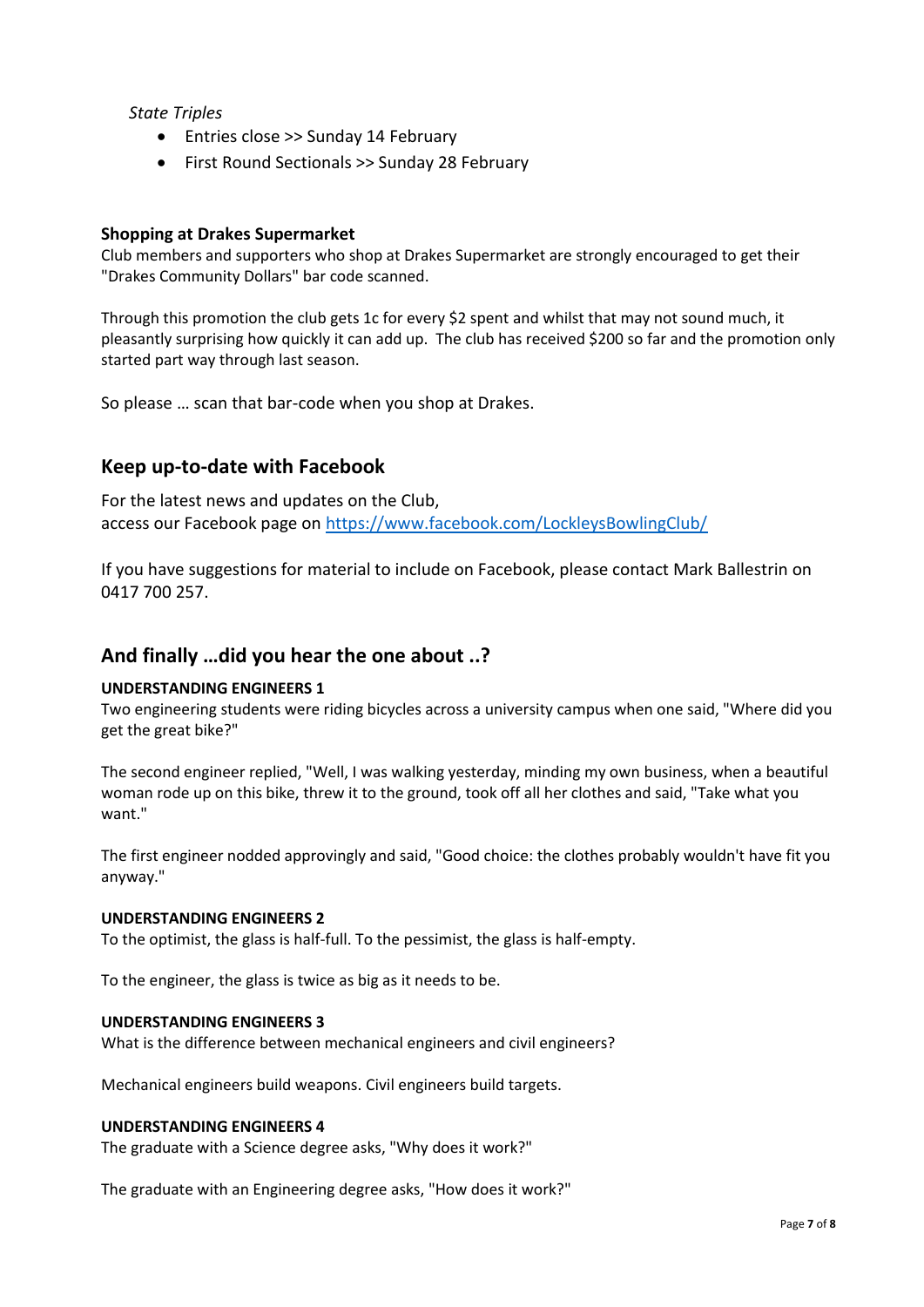*State Triples*

- Entries close >> Sunday 14 February
- First Round Sectionals >> Sunday 28 February

**Shopping at Drakes Supermarket**

Club members and supporters who shop at Drakes Supermarket are strongly encouraged to get their "Drakes Community Dollars" bar code scanned.

Through this promotion the club gets 1c for every $2 spent and whilst that may not sound much, it pleasantly surprising how quickly it can add up. The club has received $200 so far and the promotion only started part way through last season.

So please … scan that bar-code when you shop at Drakes.

## Keep up-to-date with Facebook

For the latest news and updates on the Club,
access our Facebook page on [https://www.facebook.com/LockleysBowlingClub/](https://www.facebook.com/LockleysBowlingClub/)

If you have suggestions for material to include on Facebook, please contact Mark Ballestrin on 0417 700 257.

## And finally …did you hear the one about ..?

**UNDERSTANDING ENGINEERS 1**

Two engineering students were riding bicycles across a university campus when one said, "Where did you get the great bike?"

The second engineer replied, "Well, I was walking yesterday, minding my own business, when a beautiful woman rode up on this bike, threw it to the ground, took off all her clothes and said, "Take what you want."

The first engineer nodded approvingly and said, "Good choice: the clothes probably wouldn't have fit you anyway."

**UNDERSTANDING ENGINEERS 2**

To the optimist, the glass is half-full. To the pessimist, the glass is half-empty.

To the engineer, the glass is twice as big as it needs to be.

**UNDERSTANDING ENGINEERS 3**

What is the difference between mechanical engineers and civil engineers?

Mechanical engineers build weapons. Civil engineers build targets.

**UNDERSTANDING ENGINEERS 4**

The graduate with a Science degree asks, "Why does it work?"

The graduate with an Engineering degree asks, "How does it work?"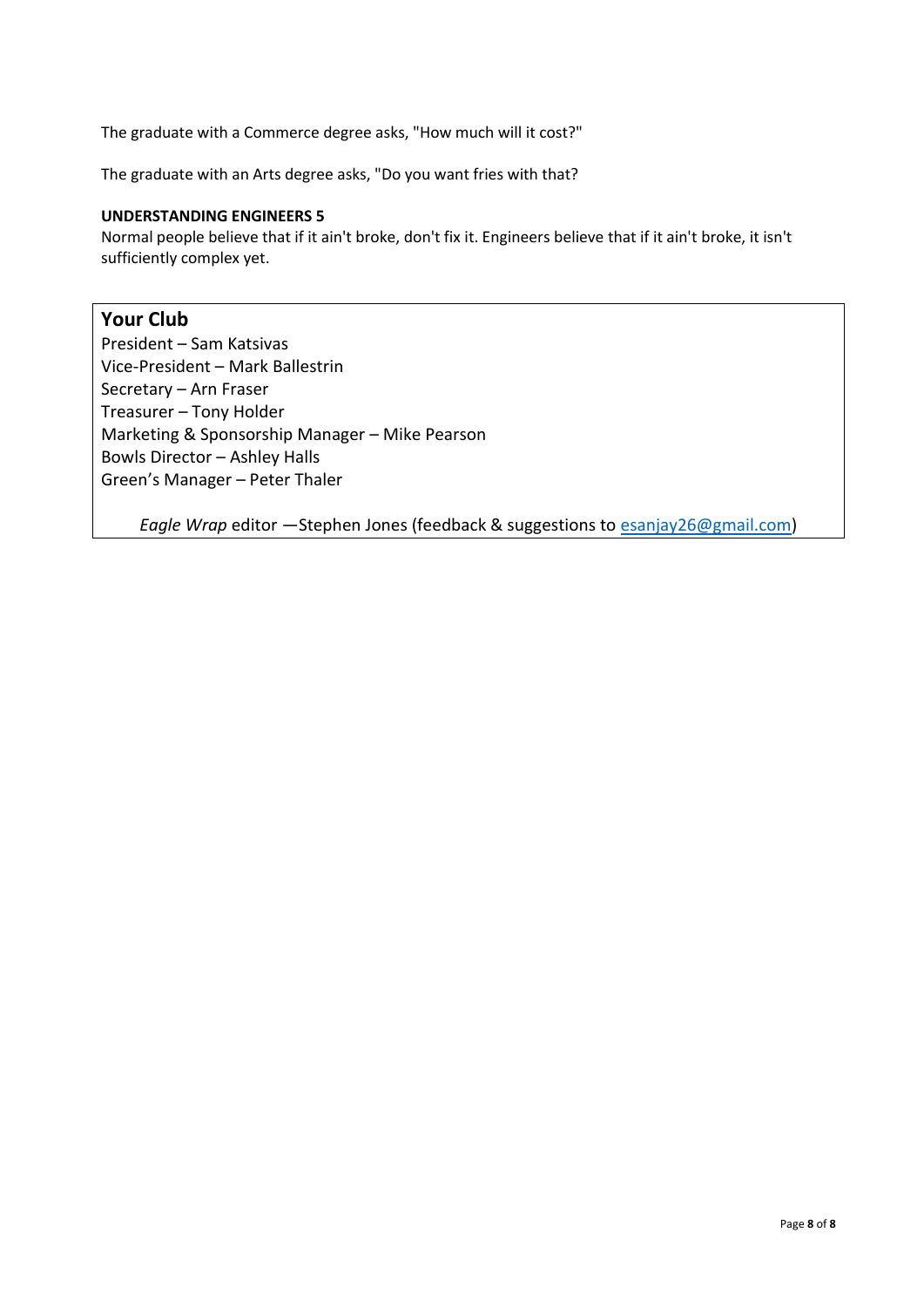The graduate with a Commerce degree asks, "How much will it cost?"

The graduate with an Arts degree asks, "Do you want fries with that?

**UNDERSTANDING ENGINEERS 5**

Normal people believe that if it ain't broke, don't fix it. Engineers believe that if it ain't broke, it isn't sufficiently complex yet.

## Your Club

President – Sam Katsivas
Vice-President – Mark Ballestrin
Secretary – Arn Fraser
Treasurer – Tony Holder
Marketing & Sponsorship Manager – Mike Pearson
Bowls Director – Ashley Halls
Green's Manager – Peter Thaler

*Eagle Wrap* editor —Stephen Jones (feedback & suggestions to esanjay26@gmail.com)